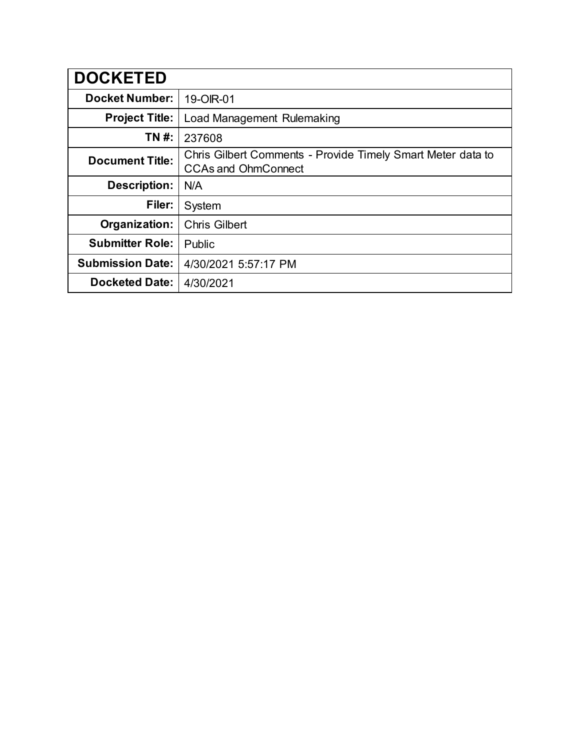| DOCKETED | |
|---|---|
| **Docket Number:** | 19-OIR-01 |
| **Project Title:** | Load Management Rulemaking |
| **TN #:** | 237608 |
| **Document Title:** | Chris Gilbert Comments - Provide Timely Smart Meter data to CCAs and OhmConnect |
| **Description:** | N/A |
| **Filer:** | System |
| **Organization:** | Chris Gilbert |
| **Submitter Role:** | Public |
| **Submission Date:** | 4/30/2021 5:57:17 PM |
| **Docketed Date:** | 4/30/2021 |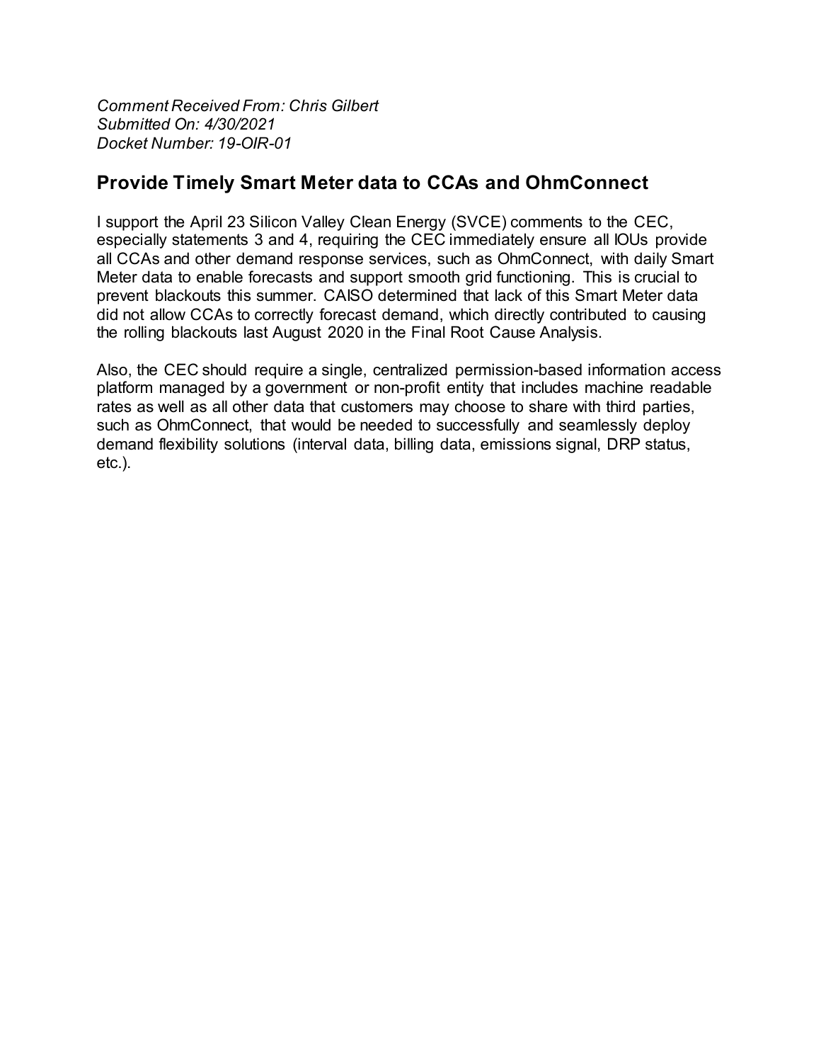*Comment Received From: Chris Gilbert*
*Submitted On: 4/30/2021*
*Docket Number: 19-OIR-01*

## Provide Timely Smart Meter data to CCAs and OhmConnect

I support the April 23 Silicon Valley Clean Energy (SVCE) comments to the CEC, especially statements 3 and 4, requiring the CEC immediately ensure all IOUs provide all CCAs and other demand response services, such as OhmConnect, with daily Smart Meter data to enable forecasts and support smooth grid functioning. This is crucial to prevent blackouts this summer. CAISO determined that lack of this Smart Meter data did not allow CCAs to correctly forecast demand, which directly contributed to causing the rolling blackouts last August 2020 in the Final Root Cause Analysis.

Also, the CEC should require a single, centralized permission-based information access platform managed by a government or non-profit entity that includes machine readable rates as well as all other data that customers may choose to share with third parties, such as OhmConnect, that would be needed to successfully and seamlessly deploy demand flexibility solutions (interval data, billing data, emissions signal, DRP status, etc.).